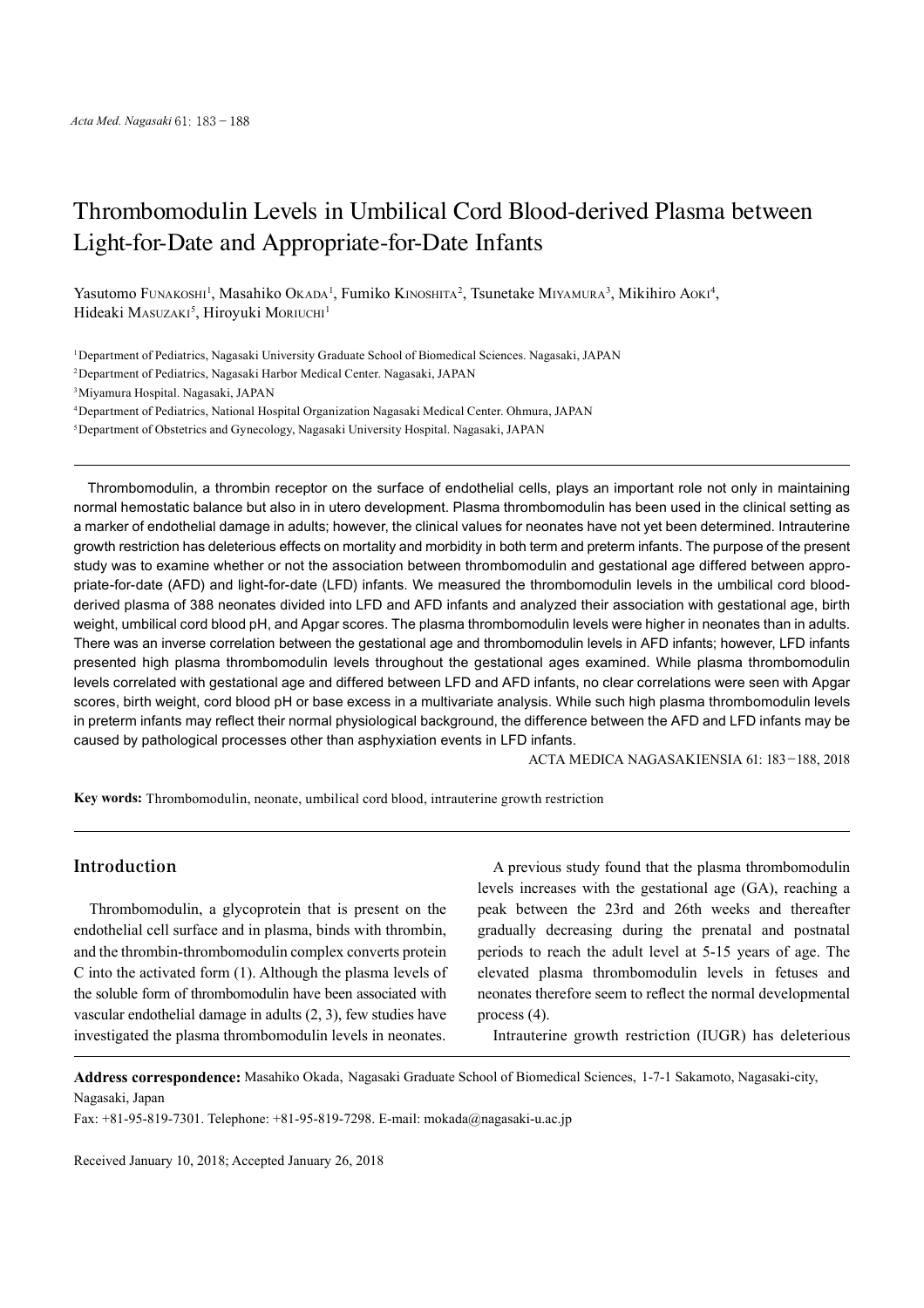# Thrombomodulin Levels in Umbilical Cord Blood-derived Plasma between Light-for-Date and Appropriate-for-Date Infants

Yasutomo Funakoshi[1], Masahiko Okada[1], Fumiko Kinoshita[2], Tsunetake Miyamura[3], Mikihiro Aoki[4], Hideaki Masuzaki[5], Hiroyuki Moriuchi[1]

[1] Department of Pediatrics, Nagasaki University Graduate School of Biomedical Sciences. Nagasaki, JAPAN

[2] Department of Pediatrics, Nagasaki Harbor Medical Center. Nagasaki, JAPAN

[3] Miyamura Hospital. Nagasaki, JAPAN

[4] Department of Pediatrics, National Hospital Organization Nagasaki Medical Center. Ohmura, JAPAN

[5] Department of Obstetrics and Gynecology, Nagasaki University Hospital. Nagasaki, JAPAN

---

Thrombomodulin, a thrombin receptor on the surface of endothelial cells, plays an important role not only in maintaining normal hemostatic balance but also in in utero development. Plasma thrombomodulin has been used in the clinical setting as a marker of endothelial damage in adults; however, the clinical values for neonates have not yet been determined. Intrauterine growth restriction has deleterious effects on mortality and morbidity in both term and preterm infants. The purpose of the present study was to examine whether or not the association between thrombomodulin and gestational age differed between appropriate-for-date (AFD) and light-for-date (LFD) infants. We measured the thrombomodulin levels in the umbilical cord blood-derived plasma of 388 neonates divided into LFD and AFD infants and analyzed their association with gestational age, birth weight, umbilical cord blood pH, and Apgar scores. The plasma thrombomodulin levels were higher in neonates than in adults. There was an inverse correlation between the gestational age and thrombomodulin levels in AFD infants; however, LFD infants presented high plasma thrombomodulin levels throughout the gestational ages examined. While plasma thrombomodulin levels correlated with gestational age and differed between LFD and AFD infants, no clear correlations were seen with Apgar scores, birth weight, cord blood pH or base excess in a multivariate analysis. While such high plasma thrombomodulin levels in preterm infants may reflect their normal physiological background, the difference between the AFD and LFD infants may be caused by pathological processes other than asphyxiation events in LFD infants.

ACTA MEDICA NAGASAKIENSIA 61: 183−188, 2018

**Key words:** Thrombomodulin, neonate, umbilical cord blood, intrauterine growth restriction

---

## Introduction

Thrombomodulin, a glycoprotein that is present on the endothelial cell surface and in plasma, binds with thrombin, and the thrombin-thrombomodulin complex converts protein C into the activated form (1). Although the plasma levels of the soluble form of thrombomodulin have been associated with vascular endothelial damage in adults (2, 3), few studies have investigated the plasma thrombomodulin levels in neonates.

A previous study found that the plasma thrombomodulin levels increases with the gestational age (GA), reaching a peak between the 23rd and 26th weeks and thereafter gradually decreasing during the prenatal and postnatal periods to reach the adult level at 5-15 years of age. The elevated plasma thrombomodulin levels in fetuses and neonates therefore seem to reflect the normal developmental process (4).

Intrauterine growth restriction (IUGR) has deleterious

---

**Address correspondence:** Masahiko Okada, Nagasaki Graduate School of Biomedical Sciences, 1-7-1 Sakamoto, Nagasaki-city, Nagasaki, Japan

Fax: +81-95-819-7301. Telephone: +81-95-819-7298. E-mail: mokada@nagasaki-u.ac.jp

Received January 10, 2018; Accepted January 26, 2018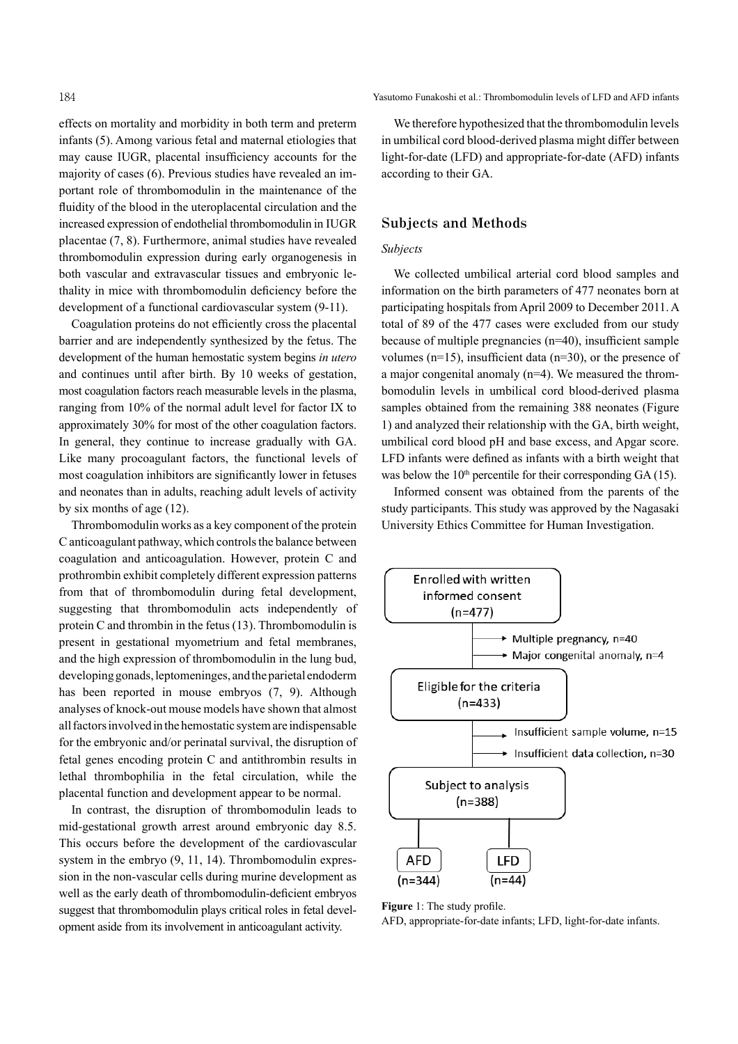effects on mortality and morbidity in both term and preterm infants (5). Among various fetal and maternal etiologies that may cause IUGR, placental insufficiency accounts for the majority of cases (6). Previous studies have revealed an important role of thrombomodulin in the maintenance of the fluidity of the blood in the uteroplacental circulation and the increased expression of endothelial thrombomodulin in IUGR placentae (7, 8). Furthermore, animal studies have revealed thrombomodulin expression during early organogenesis in both vascular and extravascular tissues and embryonic lethality in mice with thrombomodulin deficiency before the development of a functional cardiovascular system (9-11).

Coagulation proteins do not efficiently cross the placental barrier and are independently synthesized by the fetus. The development of the human hemostatic system begins *in utero* and continues until after birth. By 10 weeks of gestation, most coagulation factors reach measurable levels in the plasma, ranging from 10% of the normal adult level for factor IX to approximately 30% for most of the other coagulation factors. In general, they continue to increase gradually with GA. Like many procoagulant factors, the functional levels of most coagulation inhibitors are significantly lower in fetuses and neonates than in adults, reaching adult levels of activity by six months of age (12).

Thrombomodulin works as a key component of the protein C anticoagulant pathway, which controls the balance between coagulation and anticoagulation. However, protein C and prothrombin exhibit completely different expression patterns from that of thrombomodulin during fetal development, suggesting that thrombomodulin acts independently of protein C and thrombin in the fetus (13). Thrombomodulin is present in gestational myometrium and fetal membranes, and the high expression of thrombomodulin in the lung bud, developing gonads, leptomeninges, and the parietal endoderm has been reported in mouse embryos (7, 9). Although analyses of knock-out mouse models have shown that almost all factors involved in the hemostatic system are indispensable for the embryonic and/or perinatal survival, the disruption of fetal genes encoding protein C and antithrombin results in lethal thrombophilia in the fetal circulation, while the placental function and development appear to be normal.

In contrast, the disruption of thrombomodulin leads to mid-gestational growth arrest around embryonic day 8.5. This occurs before the development of the cardiovascular system in the embryo (9, 11, 14). Thrombomodulin expression in the non-vascular cells during murine development as well as the early death of thrombomodulin-deficient embryos suggest that thrombomodulin plays critical roles in fetal development aside from its involvement in anticoagulant activity.

We therefore hypothesized that the thrombomodulin levels in umbilical cord blood-derived plasma might differ between light-for-date (LFD) and appropriate-for-date (AFD) infants according to their GA.

## Subjects and Methods

### *Subjects*

We collected umbilical arterial cord blood samples and information on the birth parameters of 477 neonates born at participating hospitals from April 2009 to December 2011. A total of 89 of the 477 cases were excluded from our study because of multiple pregnancies (n=40), insufficient sample volumes (n=15), insufficient data (n=30), or the presence of a major congenital anomaly (n=4). We measured the thrombomodulin levels in umbilical cord blood-derived plasma samples obtained from the remaining 388 neonates (Figure 1) and analyzed their relationship with the GA, birth weight, umbilical cord blood pH and base excess, and Apgar score. LFD infants were defined as infants with a birth weight that was below the 10th percentile for their corresponding GA (15).

Informed consent was obtained from the parents of the study participants. This study was approved by the Nagasaki University Ethics Committee for Human Investigation.

Enrolled with written informed consent (n=477)
→ Multiple pregnancy, n=40
→ Major congenital anomaly, n=4

Eligible for the criteria (n=433)
→ Insufficient sample volume, n=15
→ Insufficient data collection, n=30

Subject to analysis (n=388)

AFD (n=344) | LFD (n=44)

**Figure** 1: The study profile.
AFD, appropriate-for-date infants; LFD, light-for-date infants.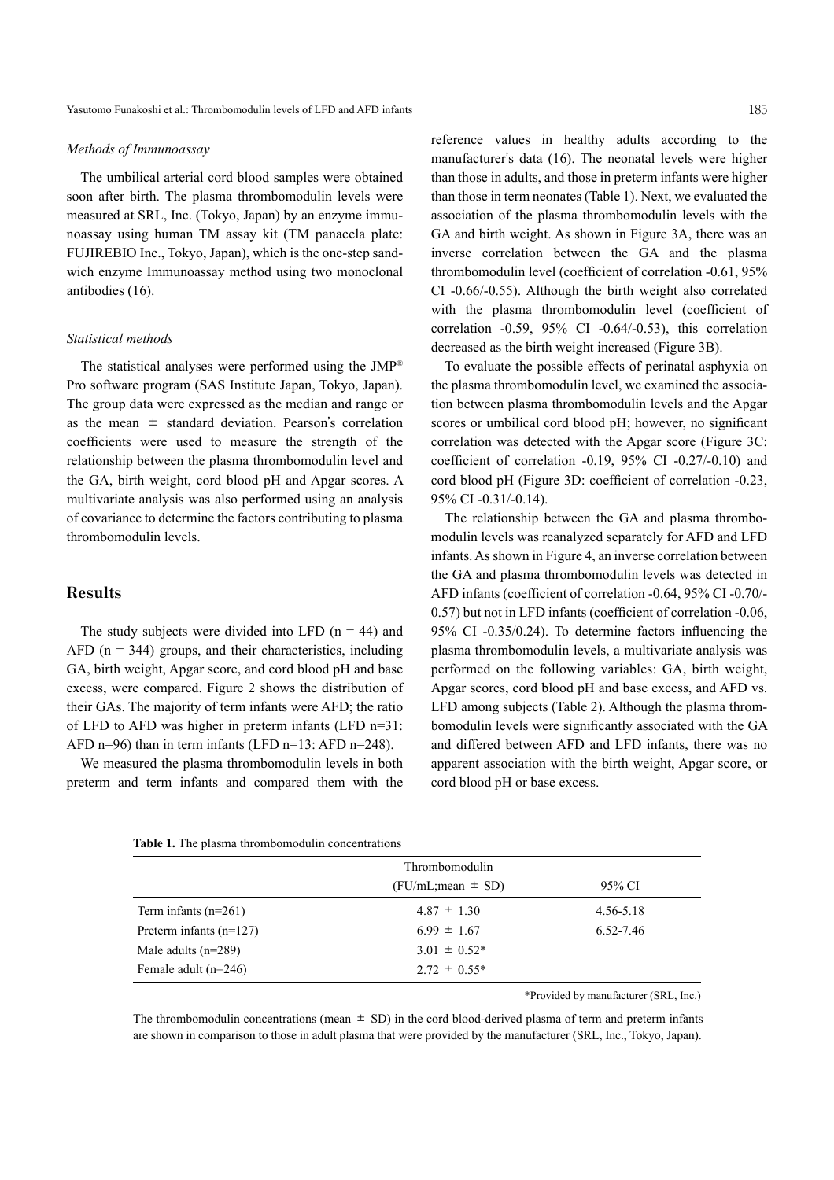### *Methods of Immunoassay*

The umbilical arterial cord blood samples were obtained soon after birth. The plasma thrombomodulin levels were measured at SRL, Inc. (Tokyo, Japan) by an enzyme immunoassay using human TM assay kit (TM panacela plate: FUJIREBIO Inc., Tokyo, Japan), which is the one-step sandwich enzyme Immunoassay method using two monoclonal antibodies (16).

### *Statistical methods*

The statistical analyses were performed using the JMP® Pro software program (SAS Institute Japan, Tokyo, Japan). The group data were expressed as the median and range or as the mean ± standard deviation. Pearson's correlation coefficients were used to measure the strength of the relationship between the plasma thrombomodulin level and the GA, birth weight, cord blood pH and Apgar scores. A multivariate analysis was also performed using an analysis of covariance to determine the factors contributing to plasma thrombomodulin levels.

## Results

The study subjects were divided into LFD ($n = 44$) and AFD ($n = 344$) groups, and their characteristics, including GA, birth weight, Apgar score, and cord blood pH and base excess, were compared. Figure 2 shows the distribution of their GAs. The majority of term infants were AFD; the ratio of LFD to AFD was higher in preterm infants (LFD n=31: AFD n=96) than in term infants (LFD n=13: AFD n=248).

We measured the plasma thrombomodulin levels in both preterm and term infants and compared them with the reference values in healthy adults according to the manufacturer's data (16). The neonatal levels were higher than those in adults, and those in preterm infants were higher than those in term neonates (Table 1). Next, we evaluated the association of the plasma thrombomodulin levels with the GA and birth weight. As shown in Figure 3A, there was an inverse correlation between the GA and the plasma thrombomodulin level (coefficient of correlation -0.61, 95% CI -0.66/-0.55). Although the birth weight also correlated with the plasma thrombomodulin level (coefficient of correlation -0.59, 95% CI -0.64/-0.53), this correlation decreased as the birth weight increased (Figure 3B).

To evaluate the possible effects of perinatal asphyxia on the plasma thrombomodulin level, we examined the association between plasma thrombomodulin levels and the Apgar scores or umbilical cord blood pH; however, no significant correlation was detected with the Apgar score (Figure 3C: coefficient of correlation -0.19, 95% CI -0.27/-0.10) and cord blood pH (Figure 3D: coefficient of correlation -0.23, 95% CI -0.31/-0.14).

The relationship between the GA and plasma thrombomodulin levels was reanalyzed separately for AFD and LFD infants. As shown in Figure 4, an inverse correlation between the GA and plasma thrombomodulin levels was detected in AFD infants (coefficient of correlation -0.64, 95% CI -0.70/-0.57) but not in LFD infants (coefficient of correlation -0.06, 95% CI -0.35/0.24). To determine factors influencing the plasma thrombomodulin levels, a multivariate analysis was performed on the following variables: GA, birth weight, Apgar scores, cord blood pH and base excess, and AFD vs. LFD among subjects (Table 2). Although the plasma thrombomodulin levels were significantly associated with the GA and differed between AFD and LFD infants, there was no apparent association with the birth weight, Apgar score, or cord blood pH or base excess.

**Table 1.** The plasma thrombomodulin concentrations

| | Thrombomodulin (FU/mL;mean ± SD) | 95% CI |
|---|---|---|
| Term infants (n=261) | 4.87 ± 1.30 | 4.56-5.18 |
| Preterm infants (n=127) | 6.99 ± 1.67 | 6.52-7.46 |
| Male adults (n=289) | 3.01 ± 0.52* | |
| Female adult (n=246) | 2.72 ± 0.55* | |

*Provided by manufacturer (SRL, Inc.)

The thrombomodulin concentrations (mean ± SD) in the cord blood-derived plasma of term and preterm infants are shown in comparison to those in adult plasma that were provided by the manufacturer (SRL, Inc., Tokyo, Japan).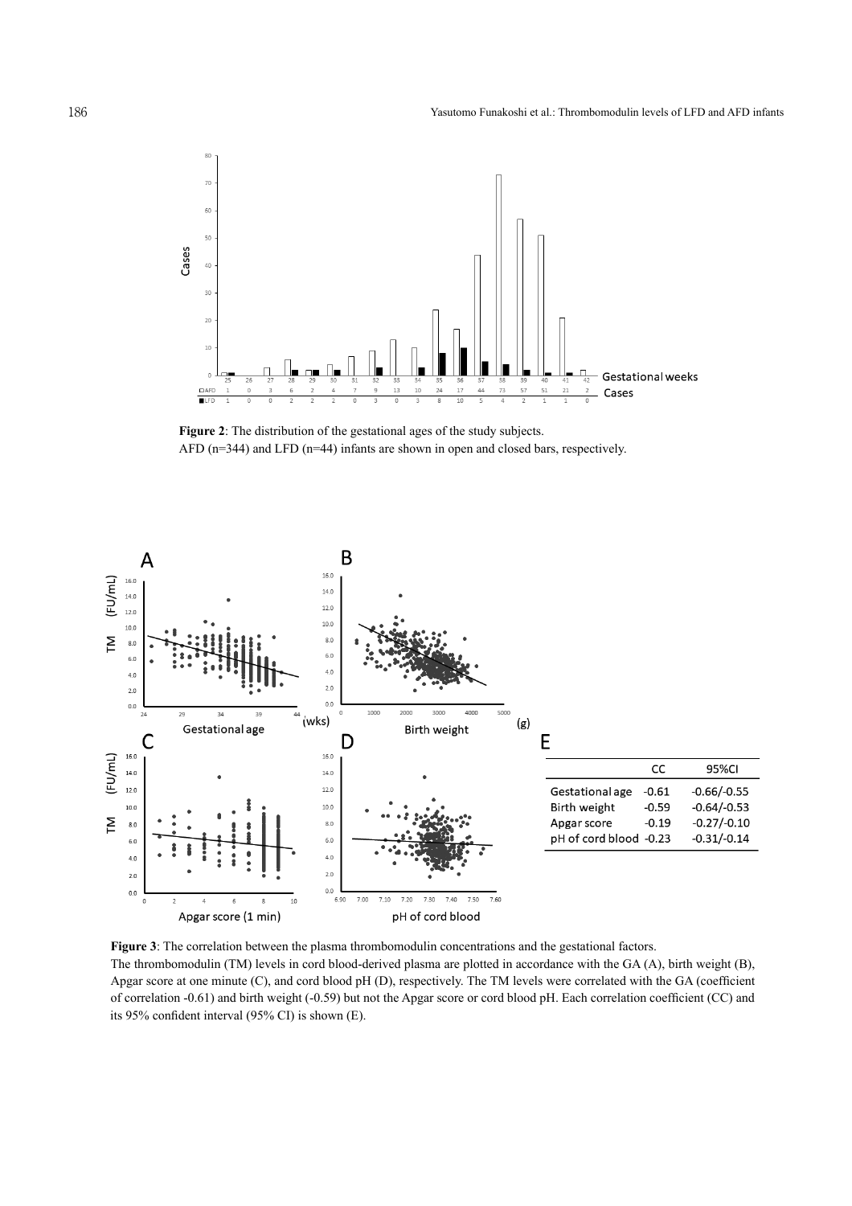**Figure 2**: The distribution of the gestational ages of the study subjects.
AFD (n=344) and LFD (n=44) infants are shown in open and closed bars, respectively.

**Figure 3**: The correlation between the plasma thrombomodulin concentrations and the gestational factors.
The thrombomodulin (TM) levels in cord blood-derived plasma are plotted in accordance with the GA (A), birth weight (B), Apgar score at one minute (C), and cord blood pH (D), respectively. The TM levels were correlated with the GA (coefficient of correlation -0.61) and birth weight (-0.59) but not the Apgar score or cord blood pH. Each correlation coefficient (CC) and its 95% confident interval (95% CI) is shown (E).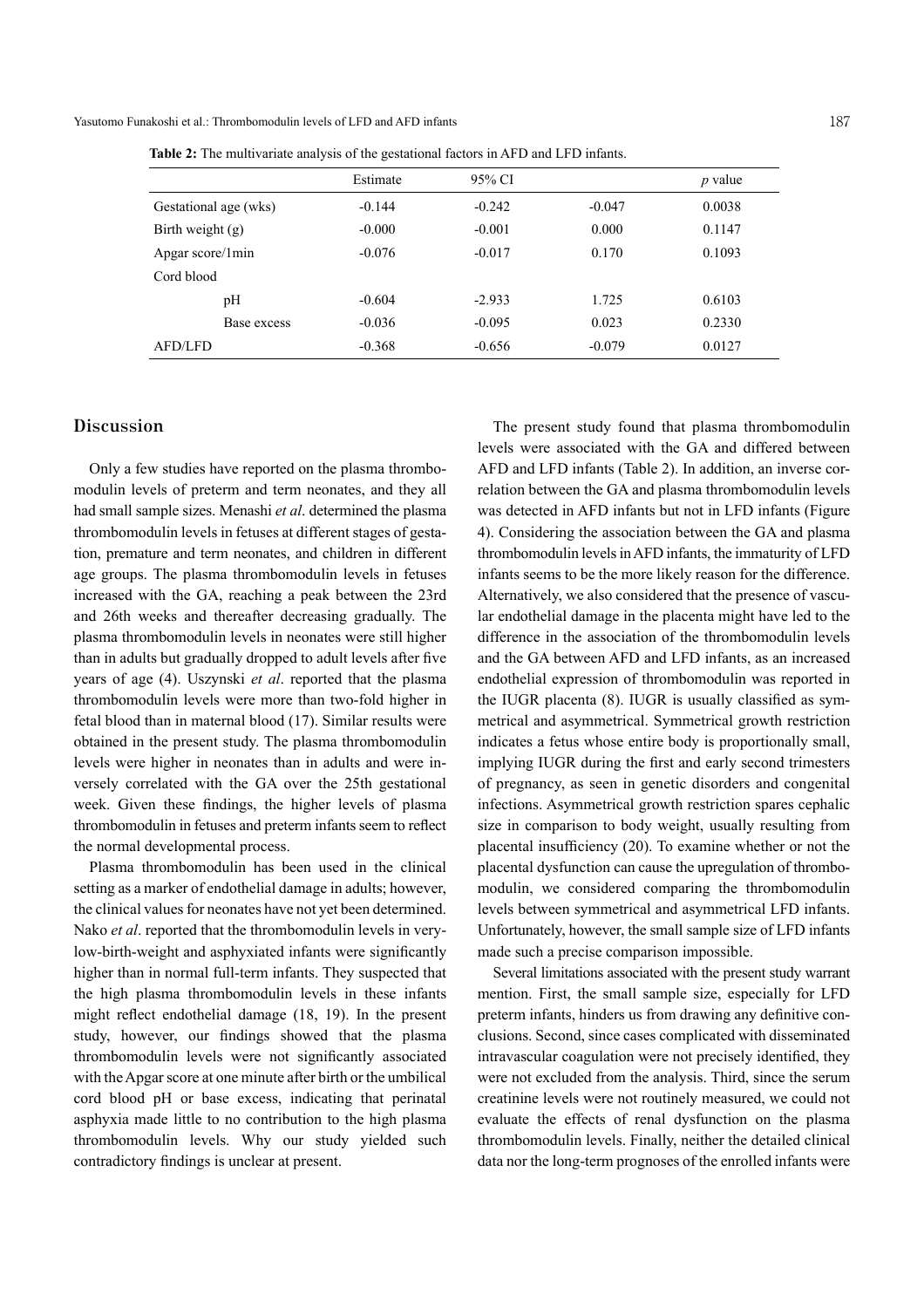**Table 2:** The multivariate analysis of the gestational factors in AFD and LFD infants.

| | Estimate | 95% CI | | *p* value |
|---|---|---|---|---|
| Gestational age (wks) | -0.144 | -0.242 | -0.047 | 0.0038 |
| Birth weight (g) | -0.000 | -0.001 | 0.000 | 0.1147 |
| Apgar score/1min | -0.076 | -0.017 | 0.170 | 0.1093 |
| Cord blood | | | | |
| pH | -0.604 | -2.933 | 1.725 | 0.6103 |
| Base excess | -0.036 | -0.095 | 0.023 | 0.2330 |
| AFD/LFD | -0.368 | -0.656 | -0.079 | 0.0127 |

## Discussion

Only a few studies have reported on the plasma thrombomodulin levels of preterm and term neonates, and they all had small sample sizes. Menashi *et al*. determined the plasma thrombomodulin levels in fetuses at different stages of gestation, premature and term neonates, and children in different age groups. The plasma thrombomodulin levels in fetuses increased with the GA, reaching a peak between the 23rd and 26th weeks and thereafter decreasing gradually. The plasma thrombomodulin levels in neonates were still higher than in adults but gradually dropped to adult levels after five years of age (4). Uszynski *et al*. reported that the plasma thrombomodulin levels were more than two-fold higher in fetal blood than in maternal blood (17). Similar results were obtained in the present study. The plasma thrombomodulin levels were higher in neonates than in adults and were inversely correlated with the GA over the 25th gestational week. Given these findings, the higher levels of plasma thrombomodulin in fetuses and preterm infants seem to reflect the normal developmental process.

Plasma thrombomodulin has been used in the clinical setting as a marker of endothelial damage in adults; however, the clinical values for neonates have not yet been determined. Nako *et al*. reported that the thrombomodulin levels in very-low-birth-weight and asphyxiated infants were significantly higher than in normal full-term infants. They suspected that the high plasma thrombomodulin levels in these infants might reflect endothelial damage (18, 19). In the present study, however, our findings showed that the plasma thrombomodulin levels were not significantly associated with the Apgar score at one minute after birth or the umbilical cord blood pH or base excess, indicating that perinatal asphyxia made little to no contribution to the high plasma thrombomodulin levels. Why our study yielded such contradictory findings is unclear at present.

The present study found that plasma thrombomodulin levels were associated with the GA and differed between AFD and LFD infants (Table 2). In addition, an inverse correlation between the GA and plasma thrombomodulin levels was detected in AFD infants but not in LFD infants (Figure 4). Considering the association between the GA and plasma thrombomodulin levels in AFD infants, the immaturity of LFD infants seems to be the more likely reason for the difference. Alternatively, we also considered that the presence of vascular endothelial damage in the placenta might have led to the difference in the association of the thrombomodulin levels and the GA between AFD and LFD infants, as an increased endothelial expression of thrombomodulin was reported in the IUGR placenta (8). IUGR is usually classified as symmetrical and asymmetrical. Symmetrical growth restriction indicates a fetus whose entire body is proportionally small, implying IUGR during the first and early second trimesters of pregnancy, as seen in genetic disorders and congenital infections. Asymmetrical growth restriction spares cephalic size in comparison to body weight, usually resulting from placental insufficiency (20). To examine whether or not the placental dysfunction can cause the upregulation of thrombomodulin, we considered comparing the thrombomodulin levels between symmetrical and asymmetrical LFD infants. Unfortunately, however, the small sample size of LFD infants made such a precise comparison impossible.

Several limitations associated with the present study warrant mention. First, the small sample size, especially for LFD preterm infants, hinders us from drawing any definitive conclusions. Second, since cases complicated with disseminated intravascular coagulation were not precisely identified, they were not excluded from the analysis. Third, since the serum creatinine levels were not routinely measured, we could not evaluate the effects of renal dysfunction on the plasma thrombomodulin levels. Finally, neither the detailed clinical data nor the long-term prognoses of the enrolled infants were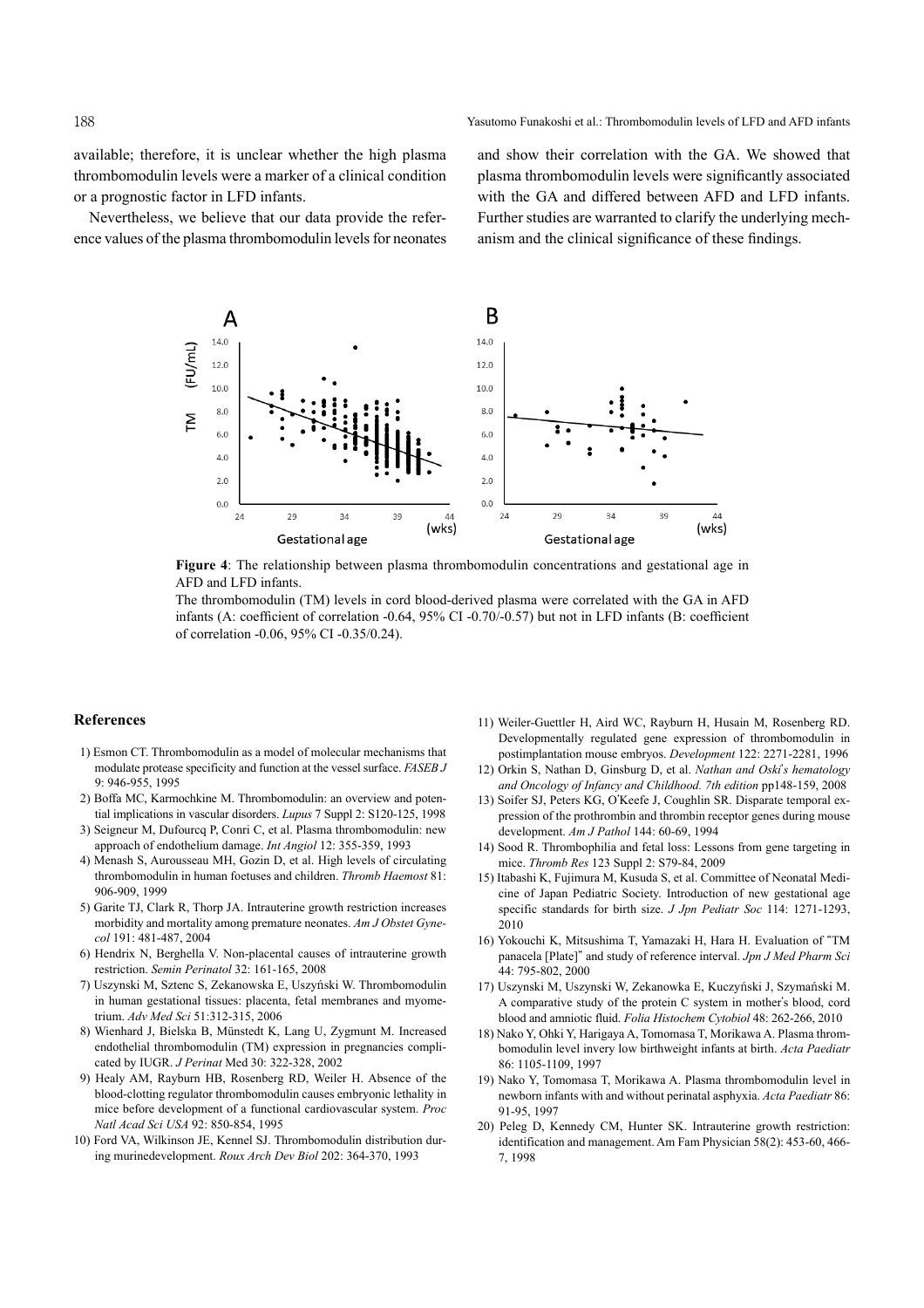available; therefore, it is unclear whether the high plasma thrombomodulin levels were a marker of a clinical condition or a prognostic factor in LFD infants.

Nevertheless, we believe that our data provide the reference values of the plasma thrombomodulin levels for neonates and show their correlation with the GA. We showed that plasma thrombomodulin levels were significantly associated with the GA and differed between AFD and LFD infants. Further studies are warranted to clarify the underlying mechanism and the clinical significance of these findings.

A

TM (FU/mL)

14.0
12.0
10.0
8.0
6.0
4.0
2.0
0.0

24 29 34 39 44

(wks)

Gestational age

B

14.0
12.0
10.0
8.0
6.0
4.0
2.0
0.0

24 29 34 39 44

(wks)

Gestational age

**Figure 4**: The relationship between plasma thrombomodulin concentrations and gestational age in AFD and LFD infants.

The thrombomodulin (TM) levels in cord blood-derived plasma were correlated with the GA in AFD infants (A: coefficient of correlation -0.64, 95% CI -0.70/-0.57) but not in LFD infants (B: coefficient of correlation -0.06, 95% CI -0.35/0.24).

## References

1) Esmon CT. Thrombomodulin as a model of molecular mechanisms that modulate protease specificity and function at the vessel surface. *FASEB J* 9: 946-955, 1995
2) Boffa MC, Karmochkine M. Thrombomodulin: an overview and potential implications in vascular disorders. *Lupus* 7 Suppl 2: S120-125, 1998
3) Seigneur M, Dufourcq P, Conri C, et al. Plasma thrombomodulin: new approach of endothelium damage. *Int Angiol* 12: 355-359, 1993
4) Menash S, Aurousseau MH, Gozin D, et al. High levels of circulating thrombomodulin in human foetuses and children. *Thromb Haemost* 81: 906-909, 1999
5) Garite TJ, Clark R, Thorp JA. Intrauterine growth restriction increases morbidity and mortality among premature neonates. *Am J Obstet Gynecol* 191: 481-487, 2004
6) Hendrix N, Berghella V. Non-placental causes of intrauterine growth restriction. *Semin Perinatol* 32: 161-165, 2008
7) Uszynski M, Sztenc S, Zekanowska E, Uszyński W. Thrombomodulin in human gestational tissues: placenta, fetal membranes and myometrium. *Adv Med Sci* 51:312-315, 2006
8) Wienhard J, Bielska B, Münstedt K, Lang U, Zygmunt M. Increased endothelial thrombomodulin (TM) expression in pregnancies complicated by IUGR. *J Perinat* Med 30: 322-328, 2002
9) Healy AM, Rayburn HB, Rosenberg RD, Weiler H. Absence of the blood-clotting regulator thrombomodulin causes embryonic lethality in mice before development of a functional cardiovascular system. *Proc Natl Acad Sci USA* 92: 850-854, 1995
10) Ford VA, Wilkinson JE, Kennel SJ. Thrombomodulin distribution during murinedevelopment. *Roux Arch Dev Biol* 202: 364-370, 1993
11) Weiler-Guettler H, Aird WC, Rayburn H, Husain M, Rosenberg RD. Developmentally regulated gene expression of thrombomodulin in postimplantation mouse embryos. *Development* 122: 2271-2281, 1996
12) Orkin S, Nathan D, Ginsburg D, et al. *Nathan and Oski's hematology and Oncology of Infancy and Childhood. 7th edition* pp148-159, 2008
13) Soifer SJ, Peters KG, O'Keefe J, Coughlin SR. Disparate temporal expression of the prothrombin and thrombin receptor genes during mouse development. *Am J Pathol* 144: 60-69, 1994
14) Sood R. Thrombophilia and fetal loss: Lessons from gene targeting in mice. *Thromb Res* 123 Suppl 2: S79-84, 2009
15) Itabashi K, Fujimura M, Kusuda S, et al. Committee of Neonatal Medicine of Japan Pediatric Society. Introduction of new gestational age specific standards for birth size. *J Jpn Pediatr Soc* 114: 1271-1293, 2010
16) Yokouchi K, Mitsushima T, Yamazaki H, Hara H. Evaluation of "TM panacela [Plate]" and study of reference interval. *Jpn J Med Pharm Sci* 44: 795-802, 2000
17) Uszynski M, Uszynski W, Zekanowka E, Kuczyński J, Szymański M. A comparative study of the protein C system in mother's blood, cord blood and amniotic fluid. *Folia Histochem Cytobiol* 48: 262-266, 2010
18) Nako Y, Ohki Y, Harigaya A, Tomomasa T, Morikawa A. Plasma thrombomodulin level invery low birthweight infants at birth. *Acta Paediatr* 86: 1105-1109, 1997
19) Nako Y, Tomomasa T, Morikawa A. Plasma thrombomodulin level in newborn infants with and without perinatal asphyxia. *Acta Paediatr* 86: 91-95, 1997
20) Peleg D, Kennedy CM, Hunter SK. Intrauterine growth restriction: identification and management. Am Fam Physician 58(2): 453-60, 466-7, 1998